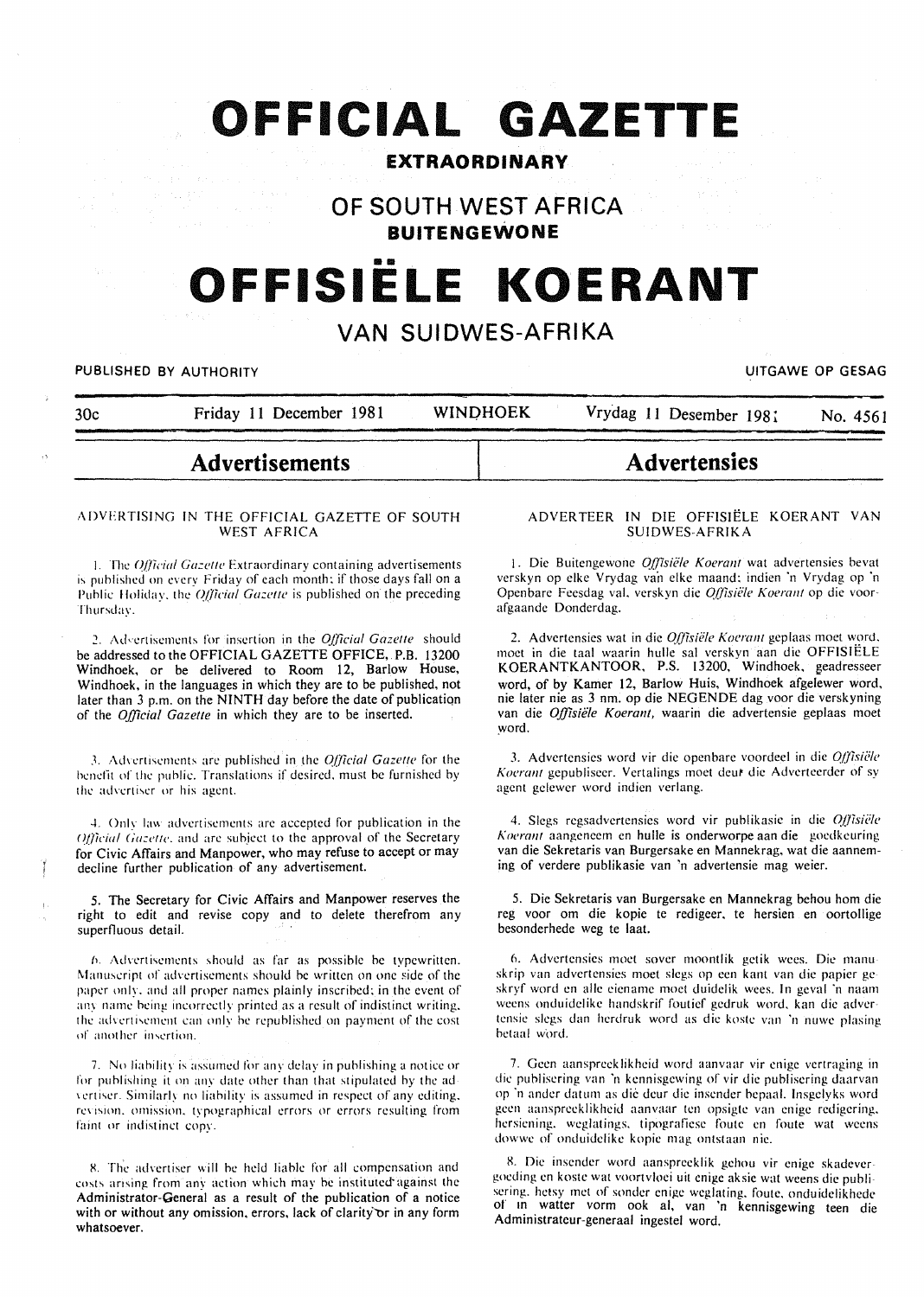# OFFICIAL GAZETTE

## EXTRAORDINARY

## OF SOUTH WEST AFRICA

## BUITENGEWONE

# OFFISIËLE KOERANT

## VAN SUIDWES-AFRIKA

PUBLISHED BY AUTHORITY — UITGAWE OP GESAG

30c — Friday 11 December 1981 — WINDHOEK — Vrydag 11 Desember 1981 — No. 4561

## Advertisements

### ADVERTISING IN THE OFFICIAL GAZETTE OF SOUTH WEST AFRICA

1. The *Official Gazette* Extraordinary containing advertisements is published on every Friday of each month; if those days fall on a Public Holiday, the *Official Gazette* is published on the preceding Thursday.

2. Advertisements for insertion in the *Official Gazette* should be addressed to the OFFICIAL GAZETTE OFFICE, P.B. 13200 Windhoek, or be delivered to Room 12, Barlow House, Windhoek, in the languages in which they are to be published, not later than 3 p.m. on the NINTH day before the date of publication of the *Official Gazette* in which they are to be inserted.

3. Advertisements are published in the *Official Gazette* for the benefit of the public. Translations if desired, must be furnished by the advertiser or his agent.

4. Only law advertisements are accepted for publication in the *Official Gazette*, and are subject to the approval of the Secretary for Civic Affairs and Manpower, who may refuse to accept or may decline further publication of any advertisement.

5. The Secretary for Civic Affairs and Manpower reserves the right to edit and revise copy and to delete therefrom any superfluous detail.

6. Advertisements should as far as possible be typewritten. Manuscript of advertisements should be written on one side of the paper only, and all proper names plainly inscribed; in the event of any name being incorrectly printed as a result of indistinct writing, the advertisement can only be republished on payment of the cost of another insertion.

7. No liability is assumed for any delay in publishing a notice or for publishing it on any date other than that stipulated by the advertiser. Similarly no liability is assumed in respect of any editing, revision, omission, typographical errors or errors resulting from faint or indistinct copy.

8. The advertiser will be held liable for all compensation and costs arising from any action which may be instituted against the Administrator-General as a result of the publication of a notice with or without any omission, errors, lack of clarity or in any form whatsoever.

## Advertensies

### ADVERTEER IN DIE OFFISIËLE KOERANT VAN SUIDWES-AFRIKA

1. Die Buitengewone *Offisiële Koerant* wat advertensies bevat verskyn op elke Vrydag van elke maand; indien 'n Vrydag op 'n Openbare Feesdag val, verskyn die *Offisiële Koerant* op die voorafgaande Donderdag.

2. Advertensies wat in die *Offisiële Koerant* geplaas moet word, moet in die taal waarin hulle sal verskyn aan die OFFISIËLE KOERANTKANTOOR, P.S. 13200, Windhoek, geadresseer word, of by Kamer 12, Barlow Huis, Windhoek afgelewer word, nie later nie as 3 nm. op die NEGENDE dag voor die verskyning van die *Offisiële Koerant*, waarin die advertensie geplaas moet word.

3. Advertensies word vir die openbare voordeel in die *Offisiële Koerant* gepubliseer. Vertalings moet deur die Adverteerder of sy agent gelewer word indien verlang.

4. Slegs regsadvertensies word vir publikasie in die *Offisiële Koerant* aangeneem en hulle is onderworpe aan die goedkeuring van die Sekretaris van Burgersake en Mannekrag, wat die aanneming of verdere publikasie van 'n advertensie mag weier.

5. Die Sekretaris van Burgersake en Mannekrag behou hom die reg voor om die kopie te redigeer, te hersien en oortollige besonderhede weg te laat.

6. Advertensies moet sover moontlik getik wees. Die manuskrip van advertensies moet slegs op een kant van die papier geskryf word en alle eiename moet duidelik wees. In geval 'n naam weens onduidelike handskrif foutief gedruk word, kan die advertensie slegs dan herdruk word as die koste van 'n nuwe plasing betaal word.

7. Geen aanspreeklikheid word aanvaar vir enige vertraging in die publisering van 'n kennisgewing of vir die publisering daarvan op 'n ander datum as dié deur die insender bepaal. Insgelyks word geen aanspreeklikheid aanvaar ten opsigte van enige redigering, hersiening, weglatings, tipografiese foute en foute wat weens dowwe of onduidelike kopie mag ontstaan nie.

8. Die insender word aanspreeklik gehou vir enige skadevergoeding en koste wat voortvloei uit enige aksie wat weens die publisering, hetsy met of sonder enige weglating, foute, onduidelikhede of in watter vorm ook al, van 'n kennisgewing teen die Administrateur-generaal ingestel word.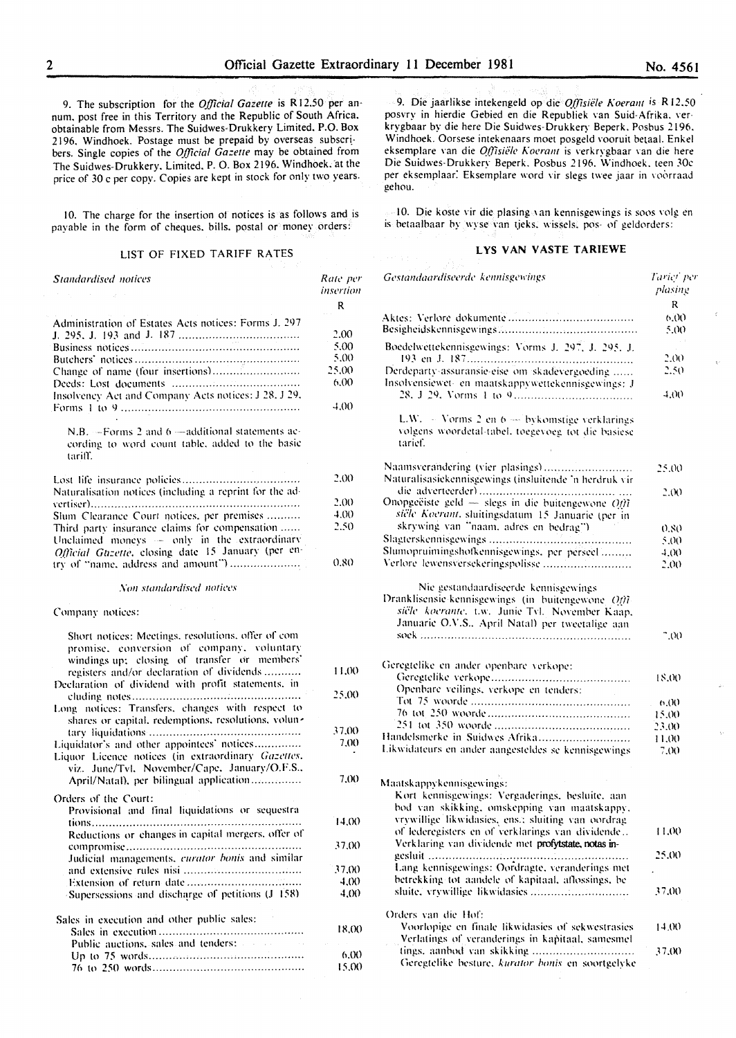9. The subscription for the *Official Gazette* is R12.50 per annum, post free in this Territory and the Republic of South Africa, obtainable from Messrs. The Suidwes-Drukkery Limited. P.O. Box 2196. Windhoek. Postage must be prepaid by overseas subscribers. Single copies of the *Official Gazette* may be obtained from The Suidwes-Drukkery. Limited. P. O. Box 2196. Windhoek. at the price of 30 c per copy. Copies are kept in stock for only two years.

10. The charge for the insertion of notices is as follows and is payable in the form of cheques. bills. postal or money orders:

## LIST OF FIXED TARIFF RATES

| *Standardised notices* | Rate per insertion R |
|---|---|
| Administration of Estates Acts notices: Forms J. 297 J. 295. J. 193 and J. 187 | 2.00 |
| Business notices | 5.00 |
| Butchers' notices | 5.00 |
| Change of name (four insertions) | 25.00 |
| Deeds: Lost documents | 6.00 |
| Insolvency Act and Company Acts notices: J 28. J 29. Forms 1 to 9 | 4.00 |
| N.B. — Forms 2 and 6 — additional statements according to word count table. added to the basic tariff. | |
| Lost life insurance policies | 2.00 |
| Naturalisation notices (including a reprint for the advertiser) | 2.00 |
| Slum Clearance Court notices. per premises | 4.00 |
| Third party insurance claims for compensation | 2.50 |
| Unclaimed moneys — only in the extraordinary *Official Gazette*. closing date 15 January (per entry of "name. address and amount") | 0.80 |
| *Non standardised notices* | |
| Company notices: | |
| Short notices: Meetings. resolutions. offer of compromise. conversion of company. voluntary windings up; closing of transfer or members' registers and/or declaration of dividends | 11.00 |
| Declaration of dividend with profit statements. including notes | 25.00 |
| Long notices: Transfers. changes with respect to shares or capital. redemptions. resolutions. voluntary liquidations | 37.00 |
| Liquidator's and other appointees' notices | 7.00 |
| Liquor Licence notices (in extraordinary *Gazettes*. viz. June/Tvl. November/Cape. January/O.F.S.. April/Natal). per bilingual application | 7.00 |
| Orders of the Court: | |
| Provisional and final liquidations or sequestrations | 14.00 |
| Reductions or changes in capital mergers. offer of compromise | 37.00 |
| Judicial managements. *curator bonis* and similar and extensive rules nisi | 37.00 |
| Extension of return date | 4.00 |
| Supersessions and discharge of petitions (J 158) | 4.00 |
| Sales in execution and other public sales: | |
| Sales in execution | 18.00 |
| Public auctions. sales and tenders: | |
| Up to 75 words | 6.00 |
| 76 to 250 words | 15.00 |

9. Die jaarlikse intekengeld op die *Offisiële Koerant* is R12.50 posvry in hierdie Gebied en die Republiek van Suid-Afrika. verkrygbaar by die here Die Suidwes-Drukkery Beperk. Posbus 2196. Windhoek. Oorsese intekenaars moet posgeld vooruit betaal. Enkel eksemplare van die *Offisiële Koerant* is verkrygbaar van die here Die Suidwes-Drukkery Beperk. Posbus 2196. Windhoek. teen 30c per eksemplaar. Eksemplare word vir slegs twee jaar in voorraad gehou.

10. Die koste vir die plasing van kennisgewings is soos volg en is betaalbaar by wyse van tjeks. wissels. pos- of geldorders:

## LYS VAN VASTE TARIEWE

| *Gestandaardiseerde kennisgewings* | Tarief per plasing R |
|---|---|
| Aktes: Verlore dokumente | 6.00 |
| Besigheidskennisgewings | 5.00 |
| Boedelwettekennisgewings: Vorms J. 297. J. 295. J. 193 en J. 187 | 2.00 |
| Derdeparty-assuransie-eise om skadevergoeding | 2.50 |
| Insolvensiewet- en maatskappywettekennisgewings: J 28. J 29. Vorms 1 to 9 | 4.00 |
| L.W. — Vorms 2 en 6 — bykomstige verklarings volgens woordetal-tabel. toegevoeg tot die basiese tarief. | |
| Naamsverandering (vier plasings) | 25.00 |
| Naturalisasiekennisgewings (insluitende 'n herdruk vir die adverteerder) | 2.00 |
| Onopgeëiste geld — slegs in die buitengewone *Offisiële Koerant*. sluitingsdatum 15 Januarie (per inskrywing van "naam. adres en bedrag") | 0.80 |
| Slagterskennisgewings | 5.00 |
| Slumopruimingshofkennisgewings. per perseel | 4.00 |
| Verlore lewensversekeringspolisse | 2.00 |
| Nie gestandaardiseerde kennisgewings | |
| Dranklisensie-kennisgewings (in buitengewone *Offisiële koerante*. t.w. Junie Tvl. November Kaap. Januarie O.V.S.. April Natal) per tweetalige aansoek | 7.00 |
| Geregtelike en ander openbare verkope: | |
| Geregtelike verkope | 18.00 |
| Openbare veilings. verkope en tenders: | |
| Tot 75 woorde | 6.00 |
| 76 tot 250 woorde | 15.00 |
| 251 tot 350 woorde | 23.00 |
| Handelsmerke in Suidwes Afrika | 11.00 |
| Likwidateurs en ander aangesteldes se kennisgewings | 7.00 |
| Maatskappykennisgewings: | |
| Kort kennisgewings: Vergaderings. besluite. aanbod van skikking. omskepping van maatskappy. vrywillige likwidasies. ens.: sluiting van oordrag of lederegisters en of verklarings van dividende | 11.00 |
| Verklaring van dividende met profytstate. notas ingesluit | 25.00 |
| Lang kennisgewings: Oordragte. veranderings met betrekking tot aandele of kapitaal. aflossings. besluite. vrywillige likwidasies | 37.00 |
| Orders van die Hof: | |
| Voorlopige en finale likwidasies of sekwestrasies | 14.00 |
| Verlatings of veranderings in kapitaal. samesmeltings. aanbod van skikking | 37.00 |
| Geregtelike besture. *kurator bonis* en soortgelyke | |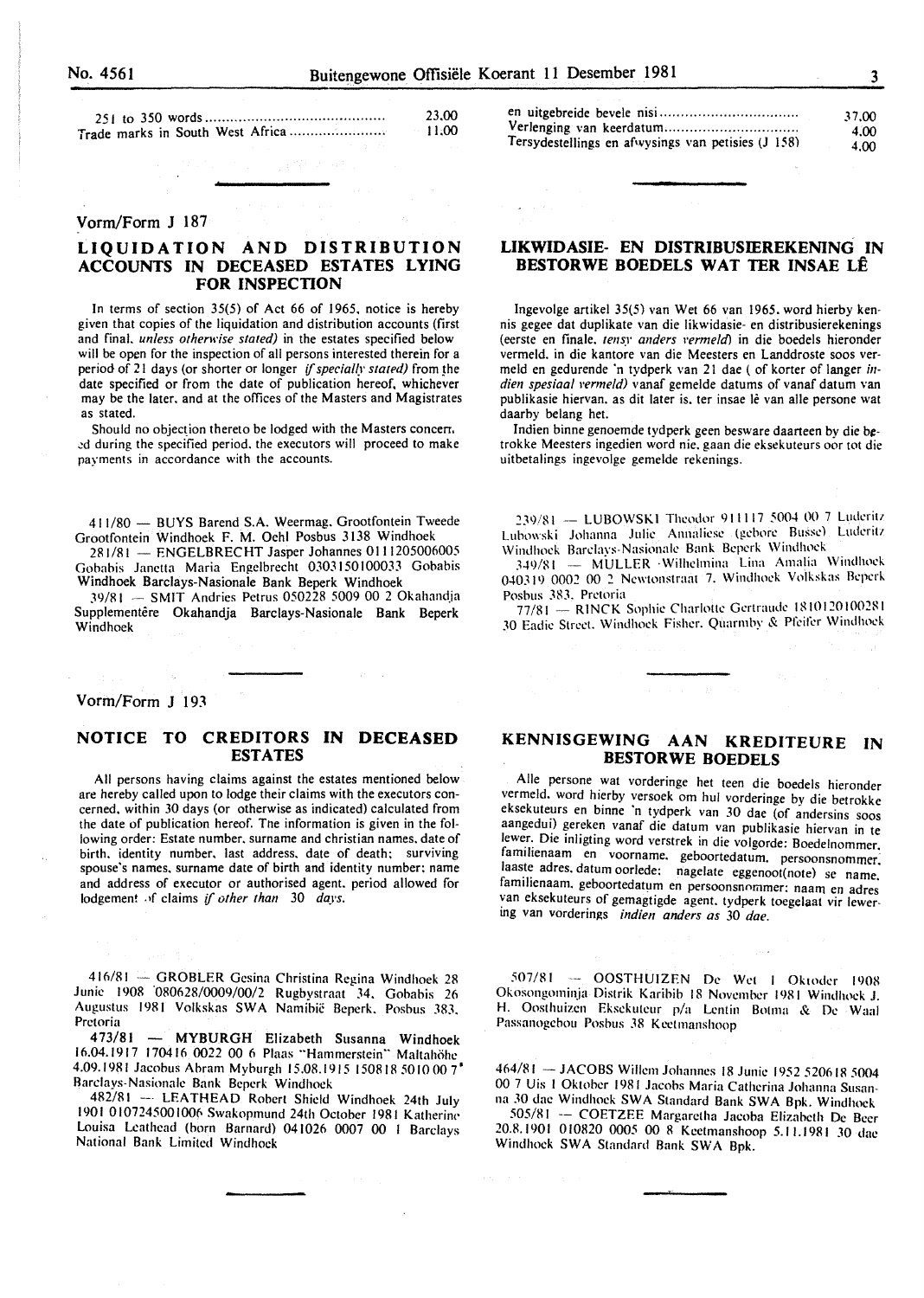| | |
|---|---|
| 251 to 350 words | 23.00 |
| Trade marks in South West Africa | 11.00 |

| | |
|---|---|
| en uitgebreide bevele nisi | 37.00 |
| Verlenging van keerdatum | 4.00 |
| Tersydestellings en afwysings van petisies (J 158) | 4.00 |

Vorm/Form J 187

## LIQUIDATION AND DISTRIBUTION ACCOUNTS IN DECEASED ESTATES LYING FOR INSPECTION

In terms of section 35(5) of Act 66 of 1965, notice is hereby given that copies of the liquidation and distribution accounts (first and final, *unless otherwise stated)* in the estates specified below will be open for the inspection of all persons interested therein for a period of 21 days (or shorter or longer *if specially stated)* from the date specified or from the date of publication hereof, whichever may be the later, and at the offices of the Masters and Magistrates as stated.

Should no objection thereto be lodged with the Masters concerned during the specified period, the executors will proceed to make payments in accordance with the accounts.

411/80 — BUYS Barend S.A. Weermag, Grootfontein Tweede Grootfontein Windhoek F. M. Oehl Posbus 3138 Windhoek

281/81 — ENGELBRECHT Jasper Johannes 0111205006005 Gobabis Janetta Maria Engelbrecht 0303150100033 Gobabis Windhoek Barclays-Nasionale Bank Beperk Windhoek

39/81 — SMIT Andries Petrus 050228 5009 00 2 Okahandja Supplementêre Okahandja Barclays-Nasionale Bank Beperk Windhoek

## LIKWIDASIE- EN DISTRIBUSIEREKENING IN BESTORWE BOEDELS WAT TER INSAE LÊ

Ingevolge artikel 35(5) van Wet 66 van 1965, word hierby kennis gegee dat duplikate van die likwidasie- en distribusierekenings (eerste en finale, *tensy anders vermeld)* in die boedels hieronder vermeld, in die kantore van die Meesters en Landdroste soos vermeld en gedurende 'n tydperk van 21 dae ( of korter of langer *indien spesiaal vermeld)* vanaf gemelde datums of vanaf datum van publikasie hiervan, as dit later is, ter insae lê van alle persone wat daarby belang het.

Indien binne genoemde tydperk geen besware daarteen by die betrokke Meesters ingedien word nie, gaan die eksekuteurs oor tot die uitbetalings ingevolge gemelde rekenings.

239/81 — LUBOWSKI Theodor 911117 5004 00 7 Luderitz Lubowski Johanna Julie Annaliese (gebore Busse) Luderitz Windhoek Barclays-Nasionale Bank Beperk Windhoek

349/81 — MULLER Wilhelmina Lina Amalia Windhoek 040319 0002 00 2 Newtonstraat 7, Windhoek Volkskas Beperk Posbus 383, Pretoria

77/81 — RINCK Sophie Charlotte Gertraude 1810120100281 30 Eadie Street, Windhoek Fisher, Quarmby & Pfeifer Windhoek

Vorm/Form J 193

## NOTICE TO CREDITORS IN DECEASED ESTATES

All persons having claims against the estates mentioned below are hereby called upon to lodge their claims with the executors concerned, within 30 days (or otherwise as indicated) calculated from the date of publication hereof. The information is given in the following order: Estate number, surname and christian names, date of birth, identity number, last address, date of death; surviving spouse's names, surname date of birth and identity number; name and address of executor or authorised agent, period allowed for lodgement of claims *if other than* 30 *days.*

416/81 — GROBLER Gesina Christina Regina Windhoek 28 Junie 1908 080628/0009/00/2 Rugbystraat 34, Gobabis 26 Augustus 1981 Volkskas SWA Namibië Beperk, Posbus 383, Pretoria

473/81 — MYBURGH Elizabeth Susanna Windhoek 16.04.1917 170416 0022 00 6 Plaas "Hammerstein" Maltahöhe 4.09.1981 Jacobus Abram Myburgh 15.08.1915 150818 5010 00 7 Barclays-Nasionale Bank Beperk Windhoek

482/81 — LEATHEAD Robert Shield Windhoek 24th July 1901 0107245001006 Swakopmund 24th October 1981 Katherine Louisa Leathead (born Barnard) 041026 0007 00 1 Barclays National Bank Limited Windhoek

## KENNISGEWING AAN KREDITEURE IN BESTORWE BOEDELS

Alle persone wat vorderinge het teen die boedels hieronder vermeld, word hierby versoek om hul vorderinge by die betrokke eksekuteurs en binne 'n tydperk van 30 dae (of andersins soos aangedui) gereken vanaf die datum van publikasie hiervan in te lewer. Die inligting word verstrek in die volgorde: Boedelnommer, familienaam en voorname, geboortedatum, persoonsnommer, laaste adres, datum oorlede; nagelate eggenoot(note) se name, familienaam, geboortedatum en persoonsnommer; naam en adres van eksekuteurs of gemagtigde agent, tydperk toegelaat vir lewering van vorderings *indien anders as 30 dae.*

507/81 — OOSTHUIZEN De Wet 1 Oktober 1908 Okosongominja Distrik Karibib 18 November 1981 Windhoek J. H. Oosthuizen Eksekuteur p/a Lentin Botma & De Waal Passanogebou Posbus 38 Keetmanshoop

464/81 — JACOBS Willem Johannes 18 Junie 1952 520618 5004 00 7 Uis 1 Oktober 1981 Jacobs Maria Catherina Johanna Susanna 30 dae Windhoek SWA Standard Bank SWA Bpk, Windhoek

505/81 — COETZEE Margaretha Jacoba Elizabeth De Beer 20.8.1901 010820 0005 00 8 Keetmanshoop 5.11.1981 30 dae Windhoek SWA Standard Bank SWA Bpk.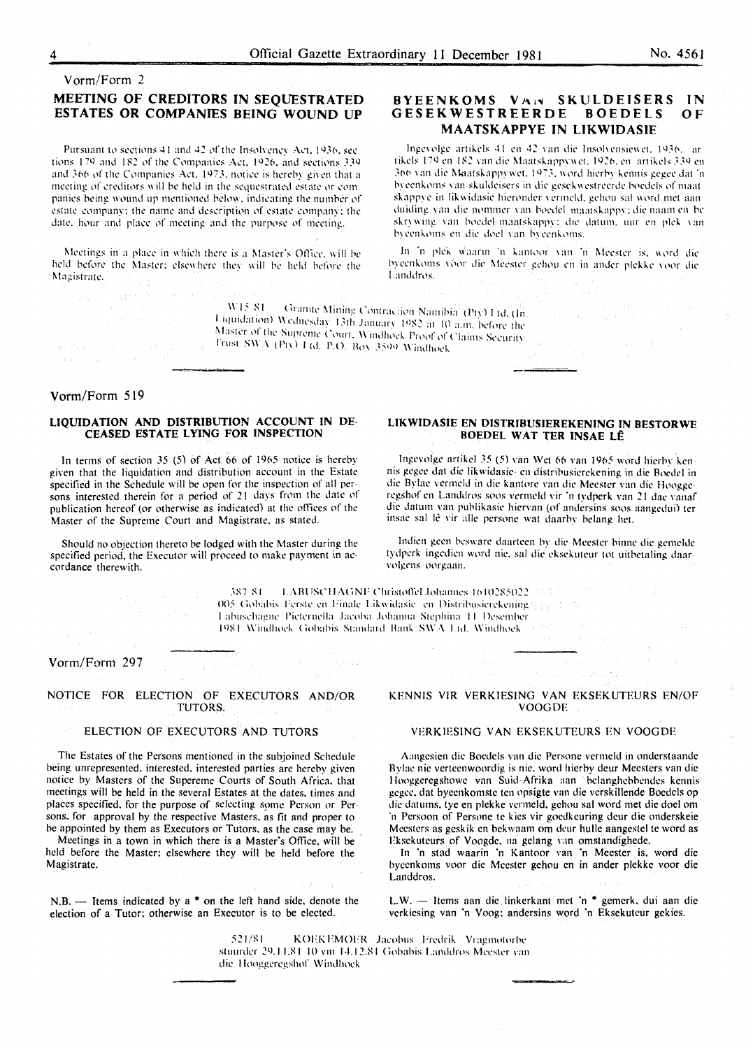Vorm/Form 2

## MEETING OF CREDITORS IN SEQUESTRATED ESTATES OR COMPANIES BEING WOUND UP

Pursuant to sections 41 and 42 of the Insolvency Act, 1936, sections 179 and 182 of the Companies Act, 1926, and sections 339 and 366 of the Companies Act, 1973, notice is hereby given that a meeting of creditors will be held in the sequestrated estate or companies being wound up mentioned below, indicating the number of estate company; the name and description of estate company; the date, hour and place of meeting and the purpose of meeting.

Meetings in a place in which there is a Master's Office, will be held before the Master; elsewhere they will be held before the Magistrate.

## BYEENKOMS VAN SKULDEISERS IN GESEKWESTREERDE BOEDELS OF MAATSKAPPYE IN LIKWIDASIE

Ingevolge artikels 41 en 42 van die Insolvensiewet, 1936, artikels 179 en 182 van die Maatskappywet, 1926, en artikels 339 en 366 van die Maatskappywet, 1973, word hierby kennis gegee dat 'n byeenkoms van skuldeisers in die gesekwestreerde boedels of maatskappye in likwidasie hieronder vermeld, gehou sal word met aanduiding van die nommer van boedel maatskappy; die naam en beskrywing van boedel maatskappy; die datum, uur en plek van byeenkoms en die doel van byeenkoms.

In 'n plek waarin 'n kantoor van 'n Meester is, word die byeenkoms voor die Meester gehou en in ander plekke voor die Landdros.

W15/81 Granite Mining Contraction Namibia (Pty) Ltd. (In Liquidation) Wednesday 13th January 1982 at 10 a.m. before the Master of the Supreme Court, Windhoek Proof of Claims Security Trust SWA (Pty) Ltd. P.O. Box 3599 Windhoek

Vorm/Form 519

## LIQUIDATION AND DISTRIBUTION ACCOUNT IN DECEASED ESTATE LYING FOR INSPECTION

In terms of section 35 (5) of Act 66 of 1965 notice is hereby given that the liquidation and distribution account in the Estate specified in the Schedule will be open for the inspection of all persons interested therein for a period of 21 days from the date of publication hereof (or otherwise as indicated) at the offices of the Master of the Supreme Court and Magistrate, as stated.

Should no objection thereto be lodged with the Master during the specified period, the Executor will proceed to make payment in accordance therewith.

## LIKWIDASIE EN DISTRIBUSIEREKENING IN BESTORWE BOEDEL WAT TER INSAE LÊ

Ingevolge artikel 35 (5) van Wet 66 van 1965 word hierby kennis gegee dat die likwidasie- en distribusierekening in die Boedel in die Bylae vermeld in die kantore van die Meester van die Hooggeregshof en Landdros soos vermeld vir 'n tydperk van 21 dae vanaf die datum van publikasie hiervan (of andersins soos aangedui) ter insae sal lê vir alle persone wat daarby belang het.

Indien geen besware daarteen by die Meester binne die gemelde tydperk ingedien word nie, sal die eksekuteur tot uitbetaling daarvolgens oorgaan.

387/81 LABUSCHAGNE Christoffel Johannes 1610285022 005 Gobabis Eerste en Finale Likwidasie- en Distribusierekening Labuschagne Pieternella Jacoba Johanna Stephina 11 Desember 1981 Windhoek Gobabis Standard Bank SWA Ltd. Windhoek

Vorm/Form 297

## NOTICE FOR ELECTION OF EXECUTORS AND/OR TUTORS.

### ELECTION OF EXECUTORS AND TUTORS

The Estates of the Persons mentioned in the subjoined Schedule being unrepresented, interested, interested parties are hereby given notice by Masters of the Supereme Courts of South Africa, that meetings will be held in the several Estates at the dates, times and places specified, for the purpose of selecting some Person or Persons, for approval by the respective Masters, as fit and proper to be appointed by them as Executors or Tutors, as the case may be.

Meetings in a town in which there is a Master's Office, will be held before the Master; elsewhere they will be held before the Magistrate.

N.B. — Items indicated by a * on the left hand side, denote the election of a Tutor; otherwise an Executor is to be elected.

## KENNIS VIR VERKIESING VAN EKSEKUTEURS EN/OF VOOGDE

### VERKIESING VAN EKSEKUTEURS EN VOOGDE

Aangesien die Boedels van die Persone vermeld in onderstaande Bylae nie verteenwoordig is nie, word hierby deur Meesters van die Hooggeregshowe van Suid-Afrika aan belanghebbendes kennis gegee, dat byeenkomste ten opsigte van die verskillende Boedels op die datums, tye en plekke vermeld, gehou sal word met die doel om 'n Persoon of Persone te kies vir goedkeuring deur die onderskeie Meesters as geskik en bekwaam om deur hulle aangestel te word as Eksekuteurs of Voogde, na gelang van omstandighede.

In 'n stad waarin 'n Kantoor van 'n Meester is, word die byeenkoms voor die Meester gehou en in ander plekke voor die Landdros.

L.W. — Items aan die linkerkant met 'n * gemerk, dui aan die verkiesing van 'n Voog; andersins word 'n Eksekuteur gekies.

521/81 KOEKEMOER Jacobus Fredrik Vragmotorbestuurder 29.11.81 10 vm 14.12.81 Gobabis Landdros Meester van die Hooggeregshof Windhoek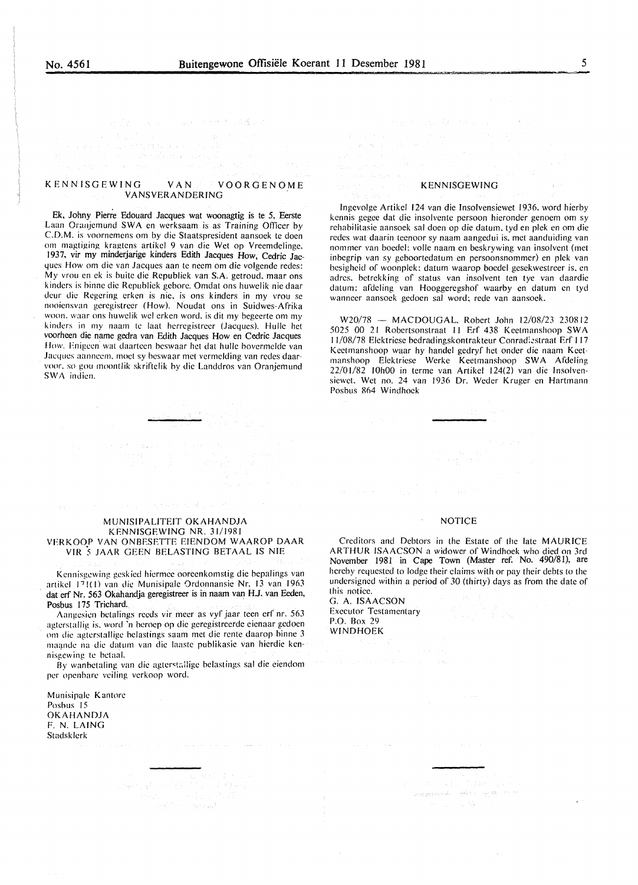## KENNISGEWING VAN VOORGENOME VANSVERANDERING

Ek, Johny Pierre Edouard Jacques wat woonagtig is te 5, Eerste Laan Oranjemund SWA en werksaam is as Training Officer by C.D.M. is voornemens om by die Staatspresident aansoek te doen om magtiging kragtens artikel 9 van die Wet op Vreemdelinge, 1937, vir my minderjarige kinders Edith Jacques How, Cedric Jacques How om die van Jacques aan te neem om die volgende redes: My vrou en ek is buite die Republiek van S.A. getroud, maar ons kinders is binne die Republiek gebore. Omdat ons huwelik nie daar deur die Regering erken is nie, is ons kinders in my vrou se nooiensvan geregistreer (How). Noudat ons in Suidwes-Afrika woon, waar ons huwelik wel erken word, is dit my begeerte om my kinders in my naam te laat herregistreer (Jacques). Hulle het voorheen die name gedra van Edith Jacques How en Cedric Jacques How. Enigeen wat daarteen beswaar het dat hulle bovermelde van Jacques aanneem, moet sy beswaar met vermelding van redes daarvoor, so gou moontlik skriftelik by die Landdros van Oranjemund SWA indien.

---

## KENNISGEWING

Ingevolge Artikel 124 van die Insolvensiewet 1936, word hierby kennis gegee dat die insolvente persoon hieronder genoem om sy rehabilitasie aansoek sal doen op die datum, tyd en plek en om die redes wat daarin teenoor sy naam aangedui is, met aanduiding van nommer van boedel; volle naam en beskrywing van insolvent (met inbegrip van sy geboortedatum en persoonsnommer) en plek van besigheid of woonplek; datum waarop boedel gesekwestreer is, en adres, betrekking of status van insolvent ten tye van daardie datum; afdeling van Hooggeregshof waarby en datum en tyd wanneer aansoek gedoen sal word; rede van aansoek.

W20/78 — MACDOUGAL, Robert John 12/08/23 230812 5025 00 21 Robertsonstraat 11 Erf 438 Keetmanshoop SWA 11/08/78 Elektriese bedradingskontrakteur Conradiestraat Erf 117 Keetmanshoop waar hy handel gedryf het onder die naam Keetmanshoop Elektriese Werke Keetmanshoop SWA Afdeling 22/01/82 10h00 in terme van Artikel 124(2) van die Insolvensiewet, Wet no. 24 van 1936 Dr. Weder Kruger en Hartmann Posbus 864 Windhoek

---

## MUNISIPALITEIT OKAHANDJA
## KENNISGEWING NR. 31/1981
## VERKOOP VAN ONBESETTE EIENDOM WAAROP DAAR VIR 5 JAAR GEEN BELASTING BETAAL IS NIE

Kennisgewing geskied hiermee ooreenkomstig die bepalings van artikel 171(1) van die Munisipale Ordonnansie Nr. 13 van 1963 dat erf Nr. 563 Okahandja geregistreer is in naam van H.J. van Eeden, Posbus 175 Trichard.

Aangesien betalings reeds vir meer as vyf jaar teen erf nr. 563 agterstallig is, word 'n beroep op die geregistreerde eienaar gedoen om die agterstallige belastings saam met die rente daarop binne 3 maande na die datum van die laaste publikasie van hierdie kennisgewing te betaal.

By wanbetaling van die agterstallige belastings sal die eiendom per openbare veiling verkoop word.

Munisipale Kantore
Posbus 15
OKAHANDJA
F. N. LAING
Stadsklerk

---

## NOTICE

Creditors and Debtors in the Estate of the late MAURICE ARTHUR ISAACSON a widower of Windhoek who died on 3rd November 1981 in Cape Town (Master ref. No. 490/81), are hereby requested to lodge their claims with or pay their debts to the undersigned within a period of 30 (thirty) days as from the date of this notice.

G. A. ISAACSON
Executor Testamentary
P.O. Box 29
WINDHOEK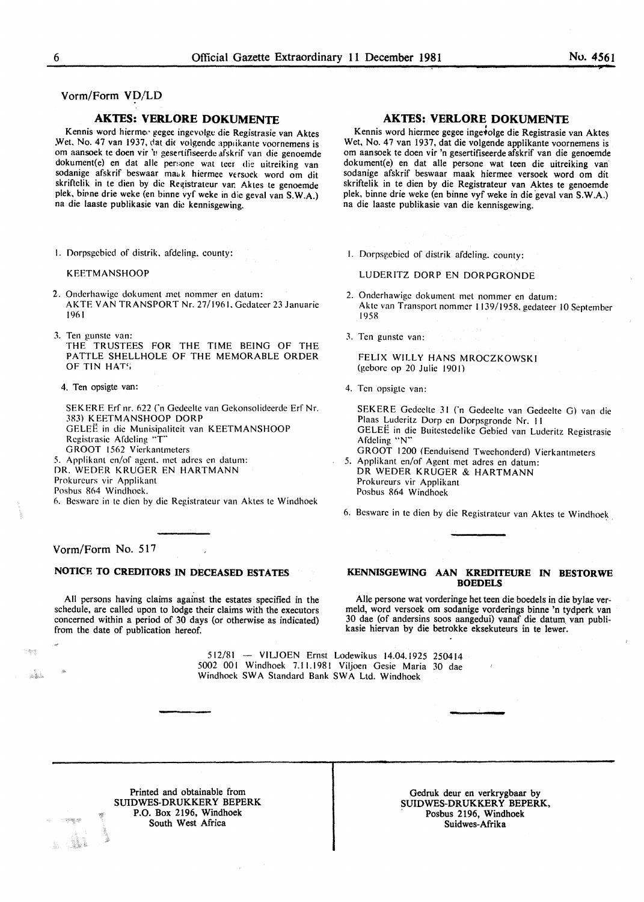Vorm/Form VD/LD

## AKTES: VERLORE DOKUMENTE

Kennis word hiermee gegee ingevolge die Registrasie van Aktes Wet, No. 47 van 1937, dat die volgende applikante voornemens is om aansoek te doen vir 'n gesertifiseerde afskrif van die genoemde dokument(e) en dat alle persone wat teen die uitreiking van sodanige afskrif beswaar maak hiermee versoek word om dit skriftelik in te dien by die Registrateur van Aktes te genoemde plek, binne drie weke (en binne vyf weke in die geval van S.W.A.) na die laaste publikasie van die kennisgewing.

1. Dorpsgebied of distrik, afdeling, county:

   KEETMANSHOOP

2. Onderhawige dokument met nommer en datum:
   AKTE VAN TRANSPORT Nr. 27/1961, Gedateer 23 Januarie 1961

3. Ten gunste van:
   THE TRUSTEES FOR THE TIME BEING OF THE PATTLE SHELLHOLE OF THE MEMORABLE ORDER OF TIN HATS

4. Ten opsigte van:

   SEKERE Erf nr. 622 ('n Gedeelte van Gekonsolideerde Erf Nr. 383) KEETMANSHOOP DORP
   GELEË in die Munisipaliteit van KEETMANSHOOP
   Registrasie Afdeling "T"
   GROOT 1562 Vierkantmeters

5. Applikant en/of agent, met adres en datum:
   DR. WEDER KRUGER EN HARTMANN
   Prokureurs vir Applikant
   Posbus 864 Windhoek.

6. Besware in te dien by die Registrateur van Aktes te Windhoek

## AKTES: VERLORE DOKUMENTE

Kennis word hiermee gegee ingevolge die Registrasie van Aktes Wet, No. 47 van 1937, dat die volgende applikante voornemens is om aansoek te doen vir 'n gesertifiseerde afskrif van die genoemde dokument(e) en dat alle persone wat teen die uitreiking van sodanige afskrif beswaar maak hiermee versoek word om dit skriftelik in te dien by die Registrateur van Aktes te genoemde plek, binne drie weke (en binne vyf weke in die geval van S.W.A.) na die laaste publikasie van die kennisgewing.

1. Dorpsgebied of distrik afdeling, county:

   LUDERITZ DORP EN DORPGRONDE

2. Onderhawige dokument met nommer en datum:
   Akte van Transport nommer 1139/1958, gedateer 10 September 1958

3. Ten gunste van:

   FELIX WILLY HANS MROCZKOWSKI
   (gebore op 20 Julie 1901)

4. Ten opsigte van:

   SEKERE Gedeelte 31 ('n Gedeelte van Gedeelte G) van die Plaas Luderitz Dorp en Dorpsgronde Nr. 11
   GELEË in die Buitestedelike Gebied van Luderitz Registrasie Afdeling "N"
   GROOT 1200 (Eenduisend Tweehonderd) Vierkantmeters

5. Applikant en/of Agent met adres en datum:
   DR WEDER KRUGER & HARTMANN
   Prokureurs vir Applikant
   Posbus 864 Windhoek

6. Besware in te dien by die Registrateur van Aktes te Windhoek

---

Vorm/Form No. 517

## NOTICE TO CREDITORS IN DECEASED ESTATES

All persons having claims against the estates specified in the schedule, are called upon to lodge their claims with the executors concerned within a period of 30 days (or otherwise as indicated) from the date of publication hereof.

## KENNISGEWING AAN KREDITEURE IN BESTORWE BOEDELS

Alle persone wat vorderinge het teen die boedels in die bylae vermeld, word versoek om sodanige vorderings binne 'n tydperk van 30 dae (of andersins soos aangedui) vanaf die datum van publikasie hiervan by die betrokke eksekuteurs in te lewer.

512/81 — VILJOEN Ernst Lodewikus 14.04.1925 250414 5002 001 Windhoek 7.11.1981 Viljoen Gesie Maria 30 dae Windhoek SWA Standard Bank SWA Ltd. Windhoek

---

Printed and obtainable from
SUIDWES-DRUKKERY BEPERK
P.O. Box 2196, Windhoek
South West Africa

Gedruk deur en verkrygbaar by
SUIDWES-DRUKKERY BEPERK,
Posbus 2196, Windhoek
Suidwes-Afrika